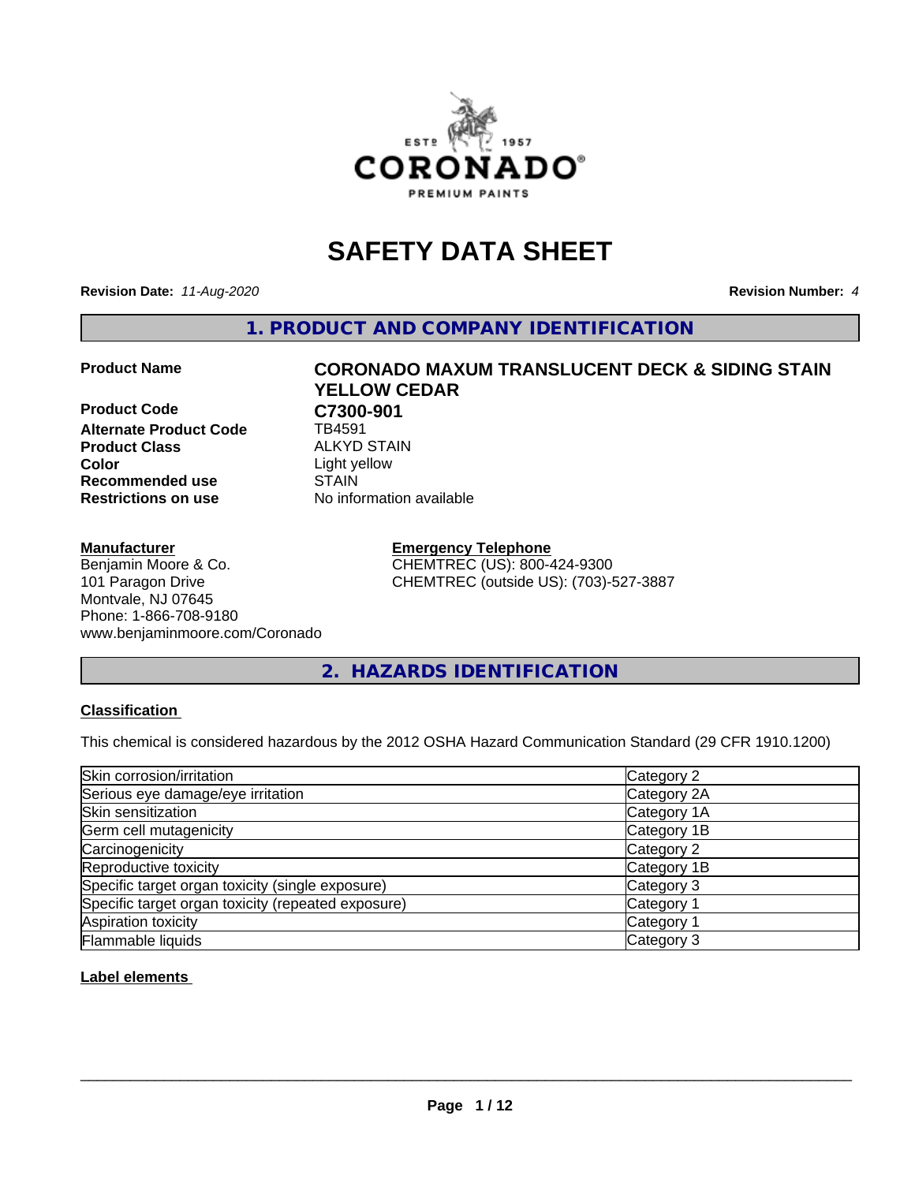# SAFETY DATA SHEET

**Revision Date:** *11-Aug-2020*

**Revision Number:** *4*

## 1. PRODUCT AND COMPANY IDENTIFICATION

| | |
|---|---|
| **Product Name** | **CORONADO MAXUM TRANSLUCENT DECK & SIDING STAIN YELLOW CEDAR** |
| **Product Code** | **C7300-901** |
| **Alternate Product Code** | TB4591 |
| **Product Class** | ALKYD STAIN |
| **Color** | Light yellow |
| **Recommended use** | STAIN |
| **Restrictions on use** | No information available |

**Manufacturer**
Benjamin Moore & Co.
101 Paragon Drive
Montvale, NJ 07645
Phone: 1-866-708-9180
www.benjaminmoore.com/Coronado

**Emergency Telephone**
CHEMTREC (US): 800-424-9300
CHEMTREC (outside US): (703)-527-3887

## 2. HAZARDS IDENTIFICATION

**Classification**

This chemical is considered hazardous by the 2012 OSHA Hazard Communication Standard (29 CFR 1910.1200)

| | |
|---|---|
| Skin corrosion/irritation | Category 2 |
| Serious eye damage/eye irritation | Category 2A |
| Skin sensitization | Category 1A |
| Germ cell mutagenicity | Category 1B |
| Carcinogenicity | Category 2 |
| Reproductive toxicity | Category 1B |
| Specific target organ toxicity (single exposure) | Category 3 |
| Specific target organ toxicity (repeated exposure) | Category 1 |
| Aspiration toxicity | Category 1 |
| Flammable liquids | Category 3 |

**Label elements**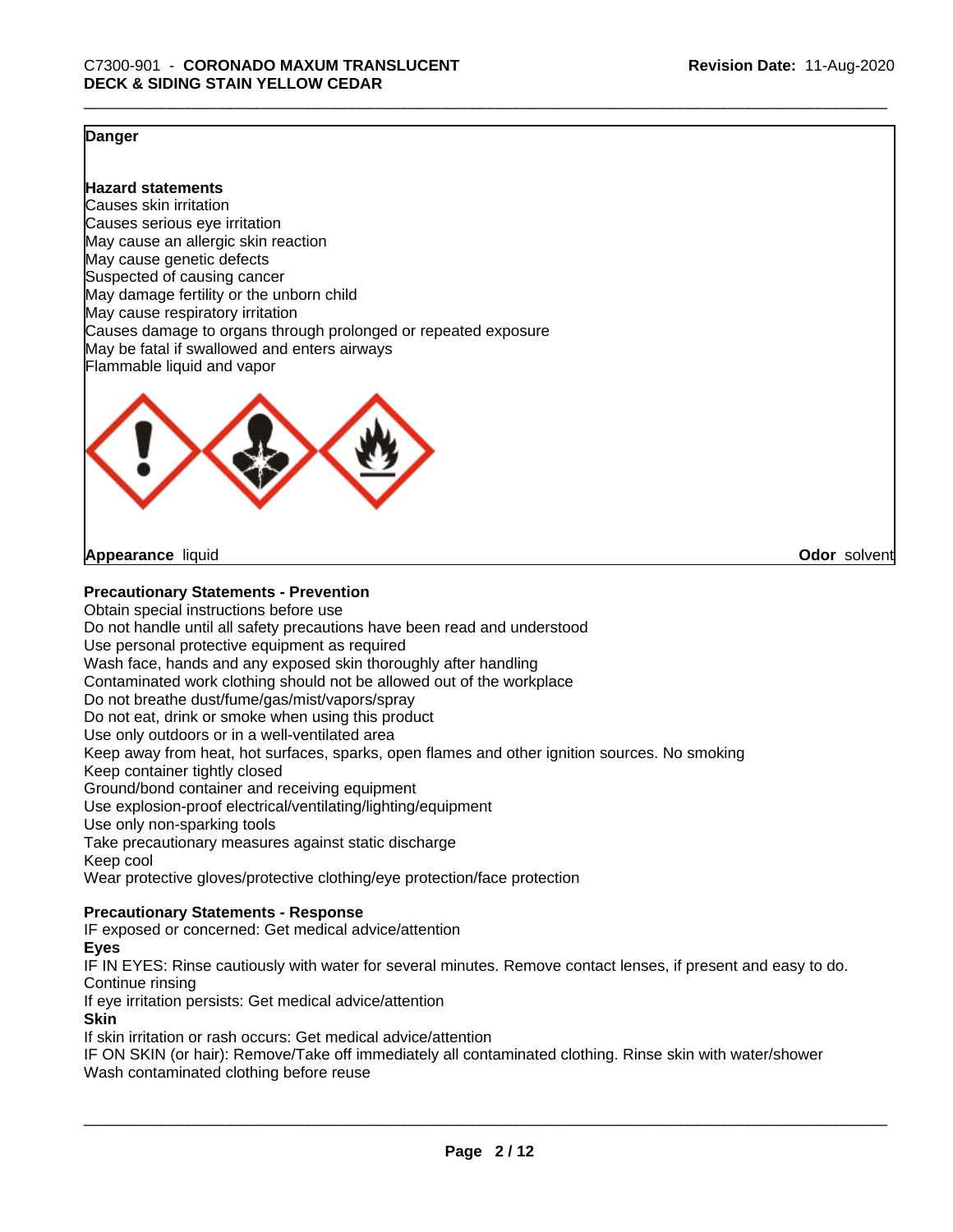**Danger**

**Hazard statements**

Causes skin irritation
Causes serious eye irritation
May cause an allergic skin reaction
May cause genetic defects
Suspected of causing cancer
May damage fertility or the unborn child
May cause respiratory irritation
Causes damage to organs through prolonged or repeated exposure
May be fatal if swallowed and enters airways
Flammable liquid and vapor

**Appearance** liquid **Odor** solvent

**Precautionary Statements - Prevention**

Obtain special instructions before use
Do not handle until all safety precautions have been read and understood
Use personal protective equipment as required
Wash face, hands and any exposed skin thoroughly after handling
Contaminated work clothing should not be allowed out of the workplace
Do not breathe dust/fume/gas/mist/vapors/spray
Do not eat, drink or smoke when using this product
Use only outdoors or in a well-ventilated area
Keep away from heat, hot surfaces, sparks, open flames and other ignition sources. No smoking
Keep container tightly closed
Ground/bond container and receiving equipment
Use explosion-proof electrical/ventilating/lighting/equipment
Use only non-sparking tools
Take precautionary measures against static discharge
Keep cool
Wear protective gloves/protective clothing/eye protection/face protection

**Precautionary Statements - Response**

IF exposed or concerned: Get medical advice/attention

**Eyes**

IF IN EYES: Rinse cautiously with water for several minutes. Remove contact lenses, if present and easy to do. Continue rinsing
If eye irritation persists: Get medical advice/attention

**Skin**

If skin irritation or rash occurs: Get medical advice/attention
IF ON SKIN (or hair): Remove/Take off immediately all contaminated clothing. Rinse skin with water/shower
Wash contaminated clothing before reuse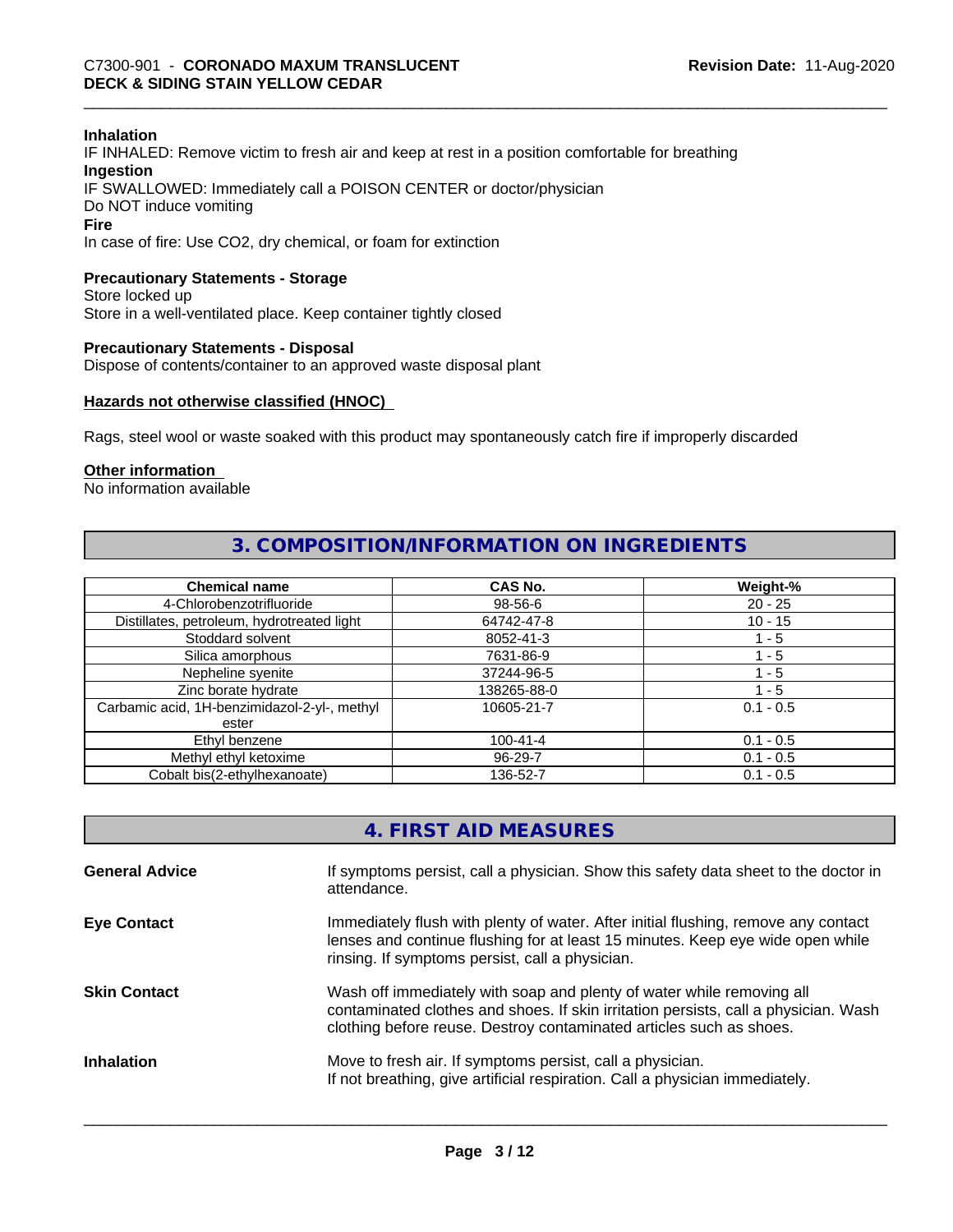**Inhalation**

IF INHALED: Remove victim to fresh air and keep at rest in a position comfortable for breathing

**Ingestion**

IF SWALLOWED: Immediately call a POISON CENTER or doctor/physician
Do NOT induce vomiting

**Fire**

In case of fire: Use CO2, dry chemical, or foam for extinction

**Precautionary Statements - Storage**

Store locked up
Store in a well-ventilated place. Keep container tightly closed

**Precautionary Statements - Disposal**

Dispose of contents/container to an approved waste disposal plant

**Hazards not otherwise classified (HNOC)**

Rags, steel wool or waste soaked with this product may spontaneously catch fire if improperly discarded

**Other information**

No information available

## 3. COMPOSITION/INFORMATION ON INGREDIENTS

| Chemical name | CAS No. | Weight-% |
|---|---|---|
| 4-Chlorobenzotrifluoride | 98-56-6 | 20 - 25 |
| Distillates, petroleum, hydrotreated light | 64742-47-8 | 10 - 15 |
| Stoddard solvent | 8052-41-3 | 1 - 5 |
| Silica amorphous | 7631-86-9 | 1 - 5 |
| Nepheline syenite | 37244-96-5 | 1 - 5 |
| Zinc borate hydrate | 138265-88-0 | 1 - 5 |
| Carbamic acid, 1H-benzimidazol-2-yl-, methyl ester | 10605-21-7 | 0.1 - 0.5 |
| Ethyl benzene | 100-41-4 | 0.1 - 0.5 |
| Methyl ethyl ketoxime | 96-29-7 | 0.1 - 0.5 |
| Cobalt bis(2-ethylhexanoate) | 136-52-7 | 0.1 - 0.5 |

## 4. FIRST AID MEASURES

**General Advice**
If symptoms persist, call a physician. Show this safety data sheet to the doctor in attendance.

**Eye Contact**
Immediately flush with plenty of water. After initial flushing, remove any contact lenses and continue flushing for at least 15 minutes. Keep eye wide open while rinsing. If symptoms persist, call a physician.

**Skin Contact**
Wash off immediately with soap and plenty of water while removing all contaminated clothes and shoes. If skin irritation persists, call a physician. Wash clothing before reuse. Destroy contaminated articles such as shoes.

**Inhalation**
Move to fresh air. If symptoms persist, call a physician.
If not breathing, give artificial respiration. Call a physician immediately.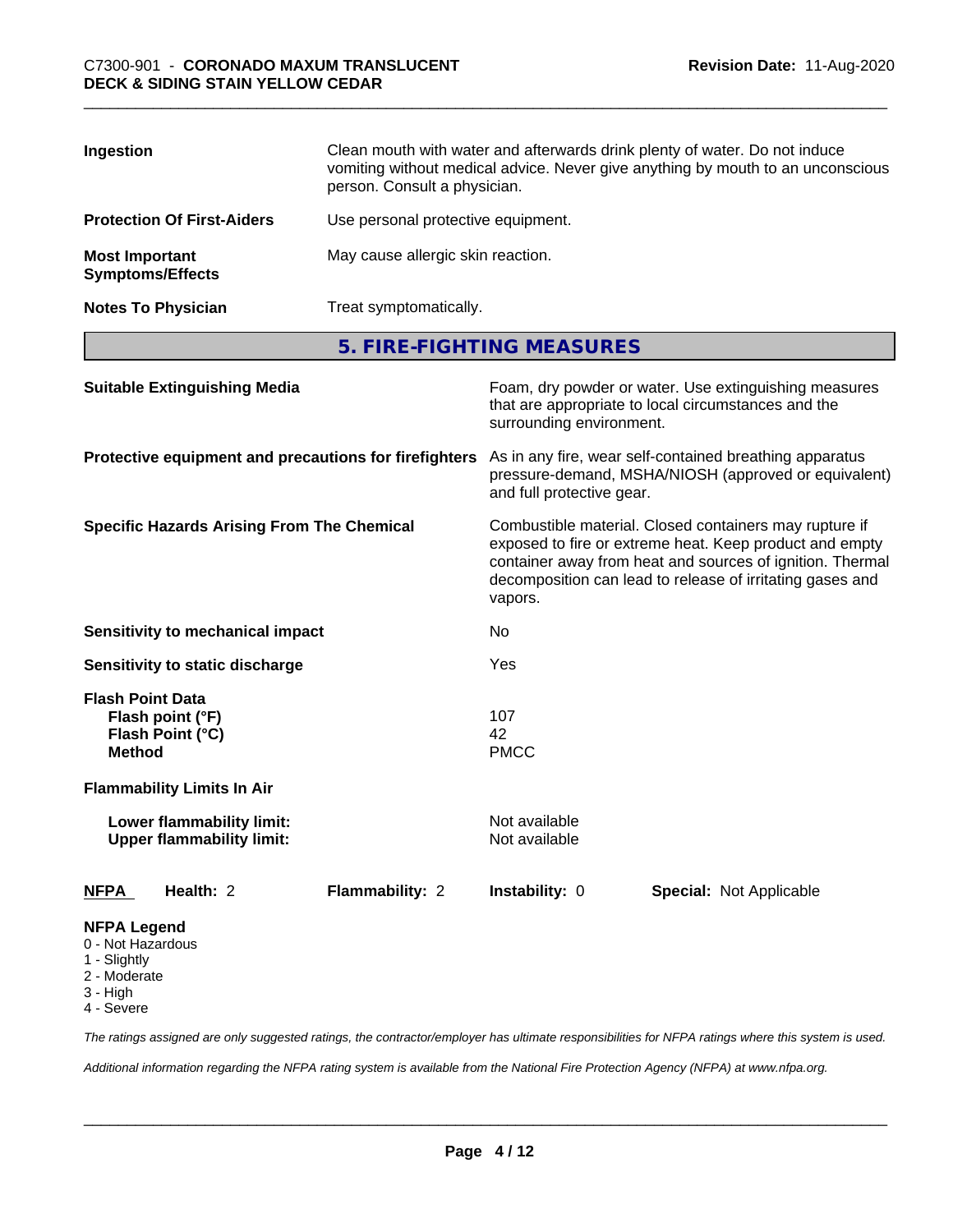| | |
|---|---|
| **Ingestion** | Clean mouth with water and afterwards drink plenty of water. Do not induce vomiting without medical advice. Never give anything by mouth to an unconscious person. Consult a physician. |
| **Protection Of First-Aiders** | Use personal protective equipment. |
| **Most Important Symptoms/Effects** | May cause allergic skin reaction. |
| **Notes To Physician** | Treat symptomatically. |

## 5. FIRE-FIGHTING MEASURES

| | |
|---|---|
| **Suitable Extinguishing Media** | Foam, dry powder or water. Use extinguishing measures that are appropriate to local circumstances and the surrounding environment. |
| **Protective equipment and precautions for firefighters** | As in any fire, wear self-contained breathing apparatus pressure-demand, MSHA/NIOSH (approved or equivalent) and full protective gear. |
| **Specific Hazards Arising From The Chemical** | Combustible material. Closed containers may rupture if exposed to fire or extreme heat. Keep product and empty container away from heat and sources of ignition. Thermal decomposition can lead to release of irritating gases and vapors. |
| **Sensitivity to mechanical impact** | No |
| **Sensitivity to static discharge** | Yes |

**Flash Point Data**

| | |
|---|---|
| **Flash point (°F)** | 107 |
| **Flash Point (°C)** | 42 |
| **Method** | PMCC |

**Flammability Limits In Air**

| | |
|---|---|
| **Lower flammability limit:** | Not available |
| **Upper flammability limit:** | Not available |

| **NFPA** | **Health:** 2 | **Flammability:** 2 | **Instability:** 0 | **Special:** Not Applicable |
|---|---|---|---|---|

**NFPA Legend**
- 0 - Not Hazardous
- 1 - Slightly
- 2 - Moderate
- 3 - High
- 4 - Severe

*The ratings assigned are only suggested ratings, the contractor/employer has ultimate responsibilities for NFPA ratings where this system is used.*

*Additional information regarding the NFPA rating system is available from the National Fire Protection Agency (NFPA) at www.nfpa.org.*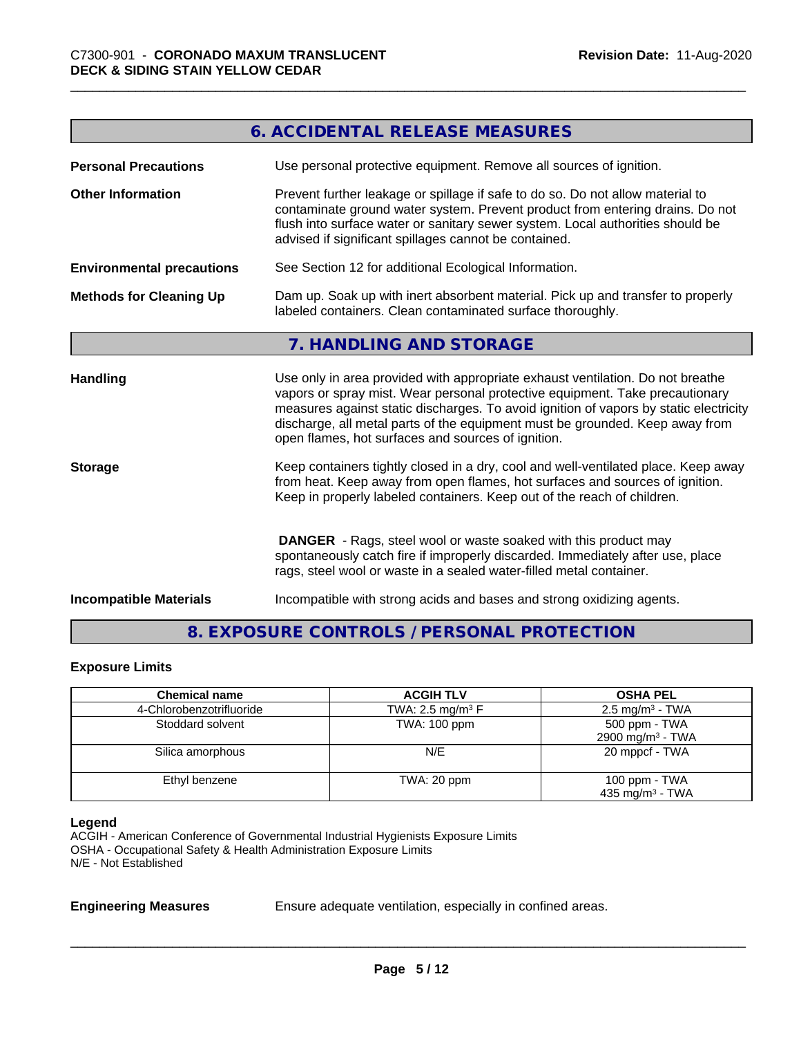## 6. ACCIDENTAL RELEASE MEASURES

**Personal Precautions** Use personal protective equipment. Remove all sources of ignition.

**Other Information** Prevent further leakage or spillage if safe to do so. Do not allow material to contaminate ground water system. Prevent product from entering drains. Do not flush into surface water or sanitary sewer system. Local authorities should be advised if significant spillages cannot be contained.

**Environmental precautions** See Section 12 for additional Ecological Information.

**Methods for Cleaning Up** Dam up. Soak up with inert absorbent material. Pick up and transfer to properly labeled containers. Clean contaminated surface thoroughly.

## 7. HANDLING AND STORAGE

**Handling** Use only in area provided with appropriate exhaust ventilation. Do not breathe vapors or spray mist. Wear personal protective equipment. Take precautionary measures against static discharges. To avoid ignition of vapors by static electricity discharge, all metal parts of the equipment must be grounded. Keep away from open flames, hot surfaces and sources of ignition.

**Storage** Keep containers tightly closed in a dry, cool and well-ventilated place. Keep away from heat. Keep away from open flames, hot surfaces and sources of ignition. Keep in properly labeled containers. Keep out of the reach of children.

**DANGER** - Rags, steel wool or waste soaked with this product may spontaneously catch fire if improperly discarded. Immediately after use, place rags, steel wool or waste in a sealed water-filled metal container.

**Incompatible Materials** Incompatible with strong acids and bases and strong oxidizing agents.

## 8. EXPOSURE CONTROLS / PERSONAL PROTECTION

### Exposure Limits

| Chemical name | ACGIH TLV | OSHA PEL |
|---|---|---|
| 4-Chlorobenzotrifluoride | TWA: 2.5 mg/m³ F | 2.5 mg/m³ - TWA |
| Stoddard solvent | TWA: 100 ppm | 500 ppm - TWA<br>2900 mg/m³ - TWA |
| Silica amorphous | N/E | 20 mppcf - TWA |
| Ethyl benzene | TWA: 20 ppm | 100 ppm - TWA<br>435 mg/m³ - TWA |

**Legend**
ACGIH - American Conference of Governmental Industrial Hygienists Exposure Limits
OSHA - Occupational Safety & Health Administration Exposure Limits
N/E - Not Established

**Engineering Measures** Ensure adequate ventilation, especially in confined areas.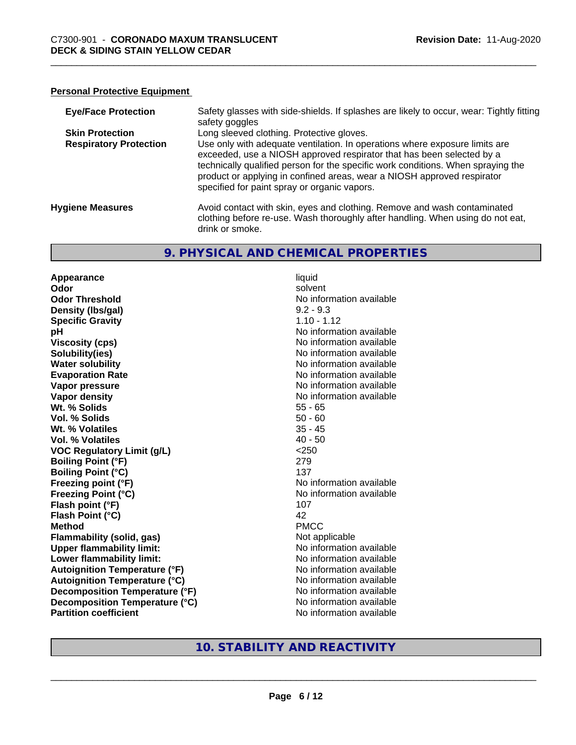**Personal Protective Equipment**

| | |
|---|---|
| **Eye/Face Protection** | Safety glasses with side-shields. If splashes are likely to occur, wear: Tightly fitting safety goggles |
| **Skin Protection** | Long sleeved clothing. Protective gloves. |
| **Respiratory Protection** | Use only with adequate ventilation. In operations where exposure limits are exceeded, use a NIOSH approved respirator that has been selected by a technically qualified person for the specific work conditions. When spraying the product or applying in confined areas, wear a NIOSH approved respirator specified for paint spray or organic vapors. |
| **Hygiene Measures** | Avoid contact with skin, eyes and clothing. Remove and wash contaminated clothing before re-use. Wash thoroughly after handling. When using do not eat, drink or smoke. |

## 9. PHYSICAL AND CHEMICAL PROPERTIES

| | |
|---|---|
| **Appearance** | liquid |
| **Odor** | solvent |
| **Odor Threshold** | No information available |
| **Density (lbs/gal)** | 9.2 - 9.3 |
| **Specific Gravity** | 1.10 - 1.12 |
| **pH** | No information available |
| **Viscosity (cps)** | No information available |
| **Solubility(ies)** | No information available |
| **Water solubility** | No information available |
| **Evaporation Rate** | No information available |
| **Vapor pressure** | No information available |
| **Vapor density** | No information available |
| **Wt. % Solids** | 55 - 65 |
| **Vol. % Solids** | 50 - 60 |
| **Wt. % Volatiles** | 35 - 45 |
| **Vol. % Volatiles** | 40 - 50 |
| **VOC Regulatory Limit (g/L)** | <250 |
| **Boiling Point (°F)** | 279 |
| **Boiling Point (°C)** | 137 |
| **Freezing point (°F)** | No information available |
| **Freezing Point (°C)** | No information available |
| **Flash point (°F)** | 107 |
| **Flash Point (°C)** | 42 |
| **Method** | PMCC |
| **Flammability (solid, gas)** | Not applicable |
| **Upper flammability limit:** | No information available |
| **Lower flammability limit:** | No information available |
| **Autoignition Temperature (°F)** | No information available |
| **Autoignition Temperature (°C)** | No information available |
| **Decomposition Temperature (°F)** | No information available |
| **Decomposition Temperature (°C)** | No information available |
| **Partition coefficient** | No information available |

## 10. STABILITY AND REACTIVITY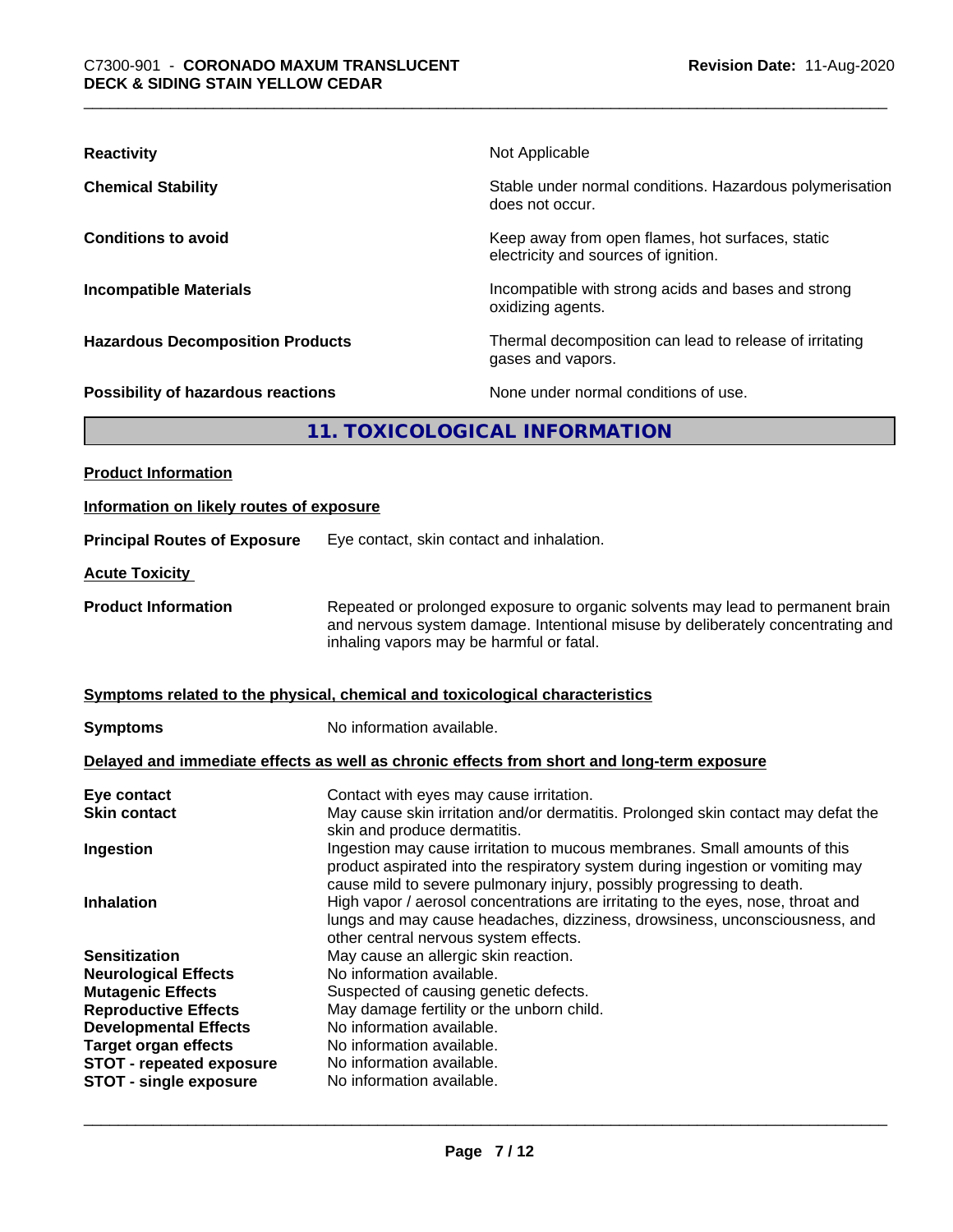| | |
|---|---|
| **Reactivity** | Not Applicable |
| **Chemical Stability** | Stable under normal conditions. Hazardous polymerisation does not occur. |
| **Conditions to avoid** | Keep away from open flames, hot surfaces, static electricity and sources of ignition. |
| **Incompatible Materials** | Incompatible with strong acids and bases and strong oxidizing agents. |
| **Hazardous Decomposition Products** | Thermal decomposition can lead to release of irritating gases and vapors. |
| **Possibility of hazardous reactions** | None under normal conditions of use. |

## 11. TOXICOLOGICAL INFORMATION

**Product Information**

**Information on likely routes of exposure**

**Principal Routes of Exposure** Eye contact, skin contact and inhalation.

**Acute Toxicity**

**Product Information** Repeated or prolonged exposure to organic solvents may lead to permanent brain and nervous system damage. Intentional misuse by deliberately concentrating and inhaling vapors may be harmful or fatal.

**Symptoms related to the physical, chemical and toxicological characteristics**

**Symptoms** No information available.

**Delayed and immediate effects as well as chronic effects from short and long-term exposure**

| | |
|---|---|
| **Eye contact** | Contact with eyes may cause irritation. |
| **Skin contact** | May cause skin irritation and/or dermatitis. Prolonged skin contact may defat the skin and produce dermatitis. |
| **Ingestion** | Ingestion may cause irritation to mucous membranes. Small amounts of this product aspirated into the respiratory system during ingestion or vomiting may cause mild to severe pulmonary injury, possibly progressing to death. |
| **Inhalation** | High vapor / aerosol concentrations are irritating to the eyes, nose, throat and lungs and may cause headaches, dizziness, drowsiness, unconsciousness, and other central nervous system effects. |
| **Sensitization** | May cause an allergic skin reaction. |
| **Neurological Effects** | No information available. |
| **Mutagenic Effects** | Suspected of causing genetic defects. |
| **Reproductive Effects** | May damage fertility or the unborn child. |
| **Developmental Effects** | No information available. |
| **Target organ effects** | No information available. |
| **STOT - repeated exposure** | No information available. |
| **STOT - single exposure** | No information available. |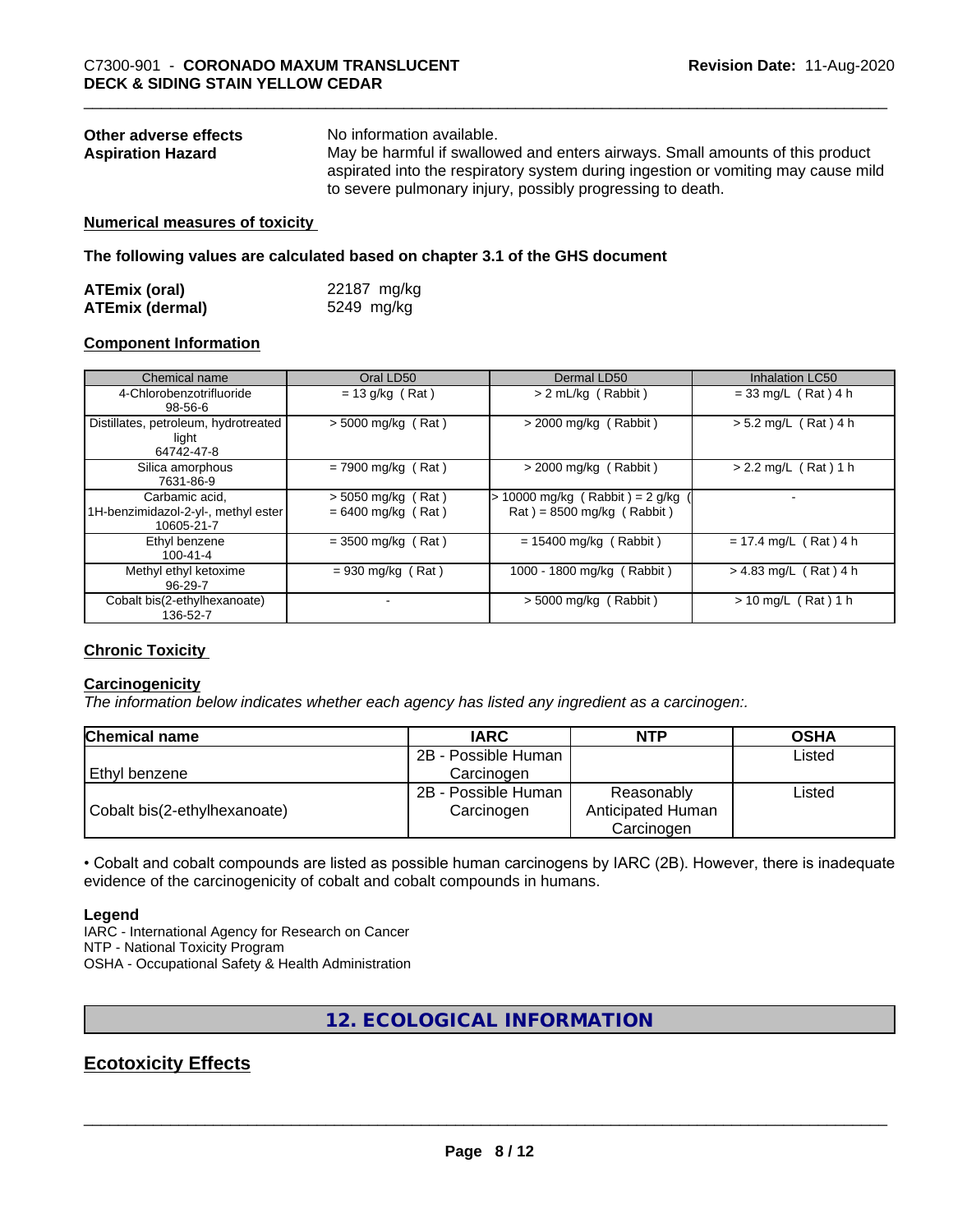| | |
|---|---|
| **Other adverse effects** | No information available. |
| **Aspiration Hazard** | May be harmful if swallowed and enters airways. Small amounts of this product aspirated into the respiratory system during ingestion or vomiting may cause mild to severe pulmonary injury, possibly progressing to death. |

**Numerical measures of toxicity**

**The following values are calculated based on chapter 3.1 of the GHS document**

| | |
|---|---|
| **ATEmix (oral)** | 22187 mg/kg |
| **ATEmix (dermal)** | 5249 mg/kg |

**Component Information**

| Chemical name | Oral LD50 | Dermal LD50 | Inhalation LC50 |
|---|---|---|---|
| 4-Chlorobenzotrifluoride 98-56-6 | = 13 g/kg ( Rat ) | > 2 mL/kg ( Rabbit ) | = 33 mg/L ( Rat ) 4 h |
| Distillates, petroleum, hydrotreated light 64742-47-8 | > 5000 mg/kg ( Rat ) | > 2000 mg/kg ( Rabbit ) | > 5.2 mg/L ( Rat ) 4 h |
| Silica amorphous 7631-86-9 | = 7900 mg/kg ( Rat ) | > 2000 mg/kg ( Rabbit ) | > 2.2 mg/L ( Rat ) 1 h |
| Carbamic acid, 1H-benzimidazol-2-yl-, methyl ester 10605-21-7 | > 5050 mg/kg ( Rat ) = 6400 mg/kg ( Rat ) | > 10000 mg/kg ( Rabbit ) = 2 g/kg ( Rat ) = 8500 mg/kg ( Rabbit ) | - |
| Ethyl benzene 100-41-4 | = 3500 mg/kg ( Rat ) | = 15400 mg/kg ( Rabbit ) | = 17.4 mg/L ( Rat ) 4 h |
| Methyl ethyl ketoxime 96-29-7 | = 930 mg/kg ( Rat ) | 1000 - 1800 mg/kg ( Rabbit ) | > 4.83 mg/L ( Rat ) 4 h |
| Cobalt bis(2-ethylhexanoate) 136-52-7 | - | > 5000 mg/kg ( Rabbit ) | > 10 mg/L ( Rat ) 1 h |

**Chronic Toxicity**

**Carcinogenicity**

*The information below indicates whether each agency has listed any ingredient as a carcinogen:.*

| Chemical name | IARC | NTP | OSHA |
|---|---|---|---|
| Ethyl benzene | 2B - Possible Human Carcinogen | | Listed |
| Cobalt bis(2-ethylhexanoate) | 2B - Possible Human Carcinogen | Reasonably Anticipated Human Carcinogen | Listed |

• Cobalt and cobalt compounds are listed as possible human carcinogens by IARC (2B). However, there is inadequate evidence of the carcinogenicity of cobalt and cobalt compounds in humans.

**Legend**

IARC - International Agency for Research on Cancer
NTP - National Toxicity Program
OSHA - Occupational Safety & Health Administration

## 12. ECOLOGICAL INFORMATION

## Ecotoxicity Effects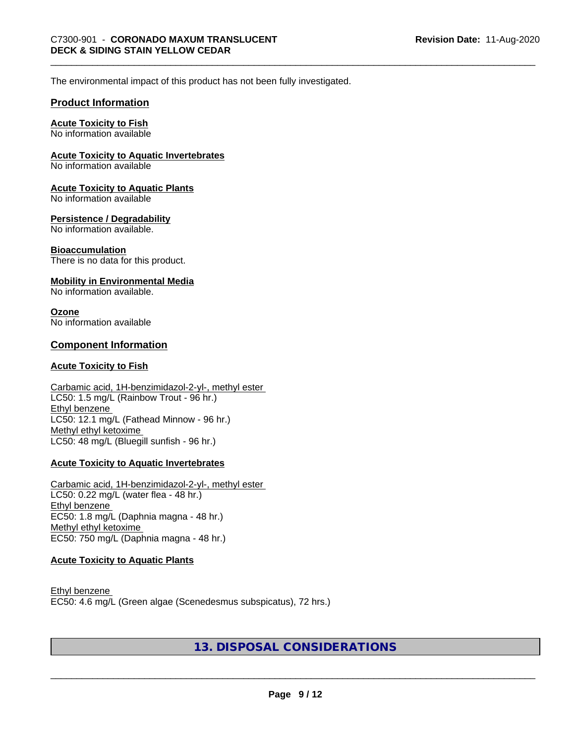The environmental impact of this product has not been fully investigated.

## Product Information

**Acute Toxicity to Fish**
No information available

**Acute Toxicity to Aquatic Invertebrates**
No information available

**Acute Toxicity to Aquatic Plants**
No information available

**Persistence / Degradability**
No information available.

**Bioaccumulation**
There is no data for this product.

**Mobility in Environmental Media**
No information available.

**Ozone**
No information available

## Component Information

**Acute Toxicity to Fish**

Carbamic acid, 1H-benzimidazol-2-yl-, methyl ester
LC50: 1.5 mg/L (Rainbow Trout - 96 hr.)
Ethyl benzene
LC50: 12.1 mg/L (Fathead Minnow - 96 hr.)
Methyl ethyl ketoxime
LC50: 48 mg/L (Bluegill sunfish - 96 hr.)

**Acute Toxicity to Aquatic Invertebrates**

Carbamic acid, 1H-benzimidazol-2-yl-, methyl ester
LC50: 0.22 mg/L (water flea - 48 hr.)
Ethyl benzene
EC50: 1.8 mg/L (Daphnia magna - 48 hr.)
Methyl ethyl ketoxime
EC50: 750 mg/L (Daphnia magna - 48 hr.)

**Acute Toxicity to Aquatic Plants**

Ethyl benzene
EC50: 4.6 mg/L (Green algae (Scenedesmus subspicatus), 72 hrs.)

## 13. DISPOSAL CONSIDERATIONS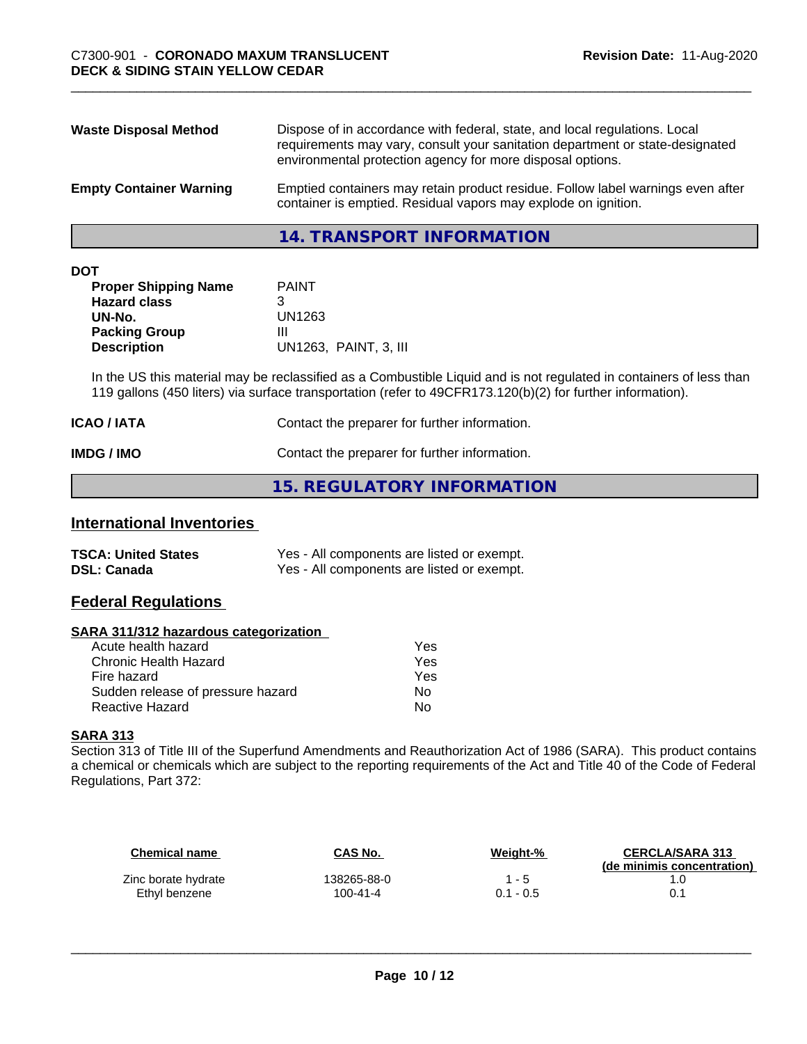| | |
|---|---|
| **Waste Disposal Method** | Dispose of in accordance with federal, state, and local regulations. Local requirements may vary, consult your sanitation department or state-designated environmental protection agency for more disposal options. |
| **Empty Container Warning** | Emptied containers may retain product residue. Follow label warnings even after container is emptied. Residual vapors may explode on ignition. |

## 14. TRANSPORT INFORMATION

**DOT**

| | |
|---|---|
| **Proper Shipping Name** | PAINT |
| **Hazard class** | 3 |
| **UN-No.** | UN1263 |
| **Packing Group** | III |
| **Description** | UN1263, PAINT, 3, III |

In the US this material may be reclassified as a Combustible Liquid and is not regulated in containers of less than 119 gallons (450 liters) via surface transportation (refer to 49CFR173.120(b)(2) for further information).

| | |
|---|---|
| **ICAO / IATA** | Contact the preparer for further information. |
| **IMDG / IMO** | Contact the preparer for further information. |

## 15. REGULATORY INFORMATION

### International Inventories

| | |
|---|---|
| **TSCA: United States** | Yes - All components are listed or exempt. |
| **DSL: Canada** | Yes - All components are listed or exempt. |

### Federal Regulations

**SARA 311/312 hazardous categorization**

| | |
|---|---|
| Acute health hazard | Yes |
| Chronic Health Hazard | Yes |
| Fire hazard | Yes |
| Sudden release of pressure hazard | No |
| Reactive Hazard | No |

**SARA 313**

Section 313 of Title III of the Superfund Amendments and Reauthorization Act of 1986 (SARA). This product contains a chemical or chemicals which are subject to the reporting requirements of the Act and Title 40 of the Code of Federal Regulations, Part 372:

| Chemical name | CAS No. | Weight-% | CERCLA/SARA 313 (de minimis concentration) |
|---|---|---|---|
| Zinc borate hydrate | 138265-88-0 | 1 - 5 | 1.0 |
| Ethyl benzene | 100-41-4 | 0.1 - 0.5 | 0.1 |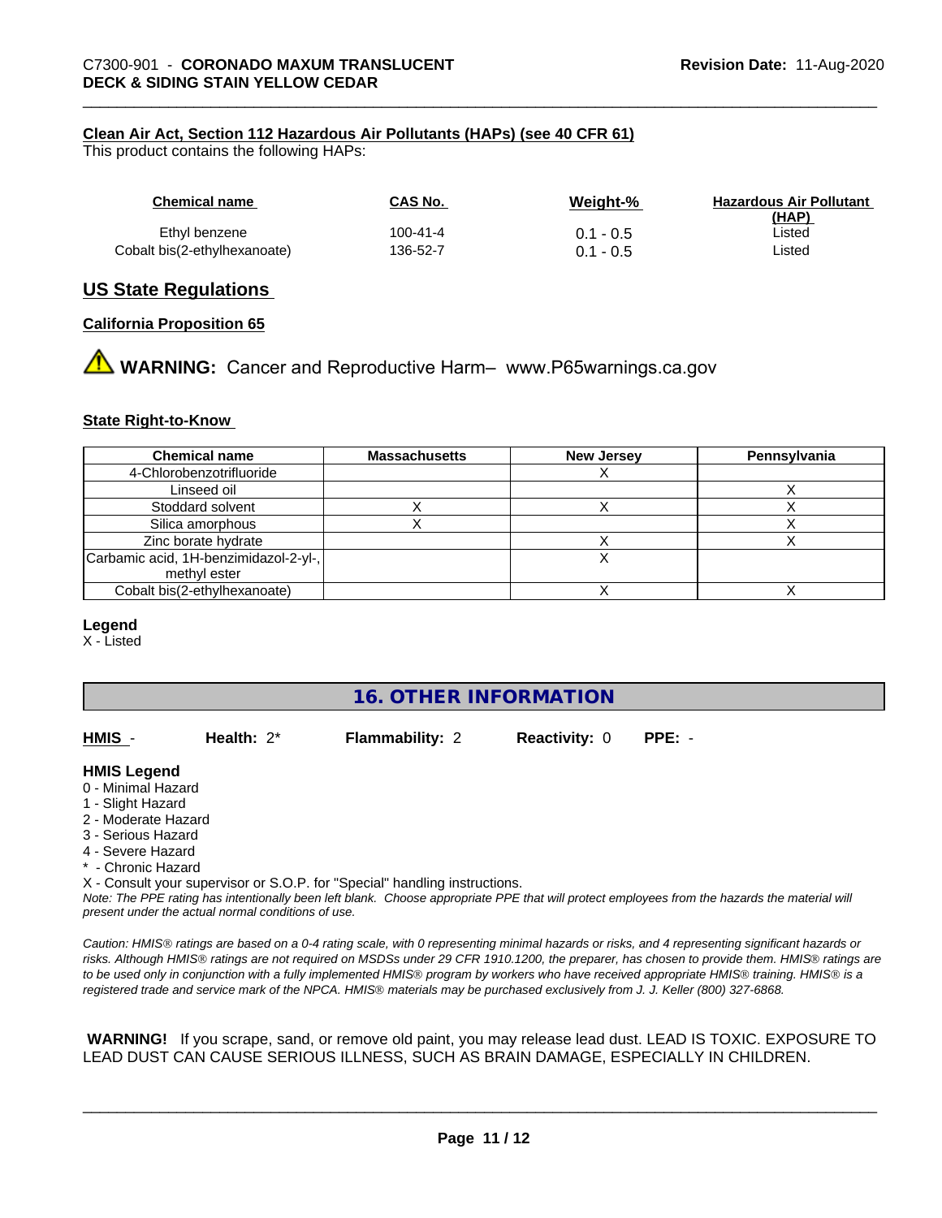**Clean Air Act, Section 112 Hazardous Air Pollutants (HAPs) (see 40 CFR 61)**
This product contains the following HAPs:

| Chemical name | CAS No. | Weight-% | Hazardous Air Pollutant (HAP) |
| --- | --- | --- | --- |
| Ethyl benzene | 100-41-4 | 0.1 - 0.5 | Listed |
| Cobalt bis(2-ethylhexanoate) | 136-52-7 | 0.1 - 0.5 | Listed |

## US State Regulations

**California Proposition 65**

⚠ **WARNING:** Cancer and Reproductive Harm– www.P65warnings.ca.gov

**State Right-to-Know**

| Chemical name | Massachusetts | New Jersey | Pennsylvania |
| --- | --- | --- | --- |
| 4-Chlorobenzotrifluoride | | X | |
| Linseed oil | | | X |
| Stoddard solvent | X | X | X |
| Silica amorphous | X | | X |
| Zinc borate hydrate | | X | X |
| Carbamic acid, 1H-benzimidazol-2-yl-, methyl ester | | X | |
| Cobalt bis(2-ethylhexanoate) | | X | X |

**Legend**
X - Listed

## 16. OTHER INFORMATION

**HMIS** - **Health:** 2* **Flammability:** 2 **Reactivity:** 0 **PPE:** -

**HMIS Legend**
0 - Minimal Hazard
1 - Slight Hazard
2 - Moderate Hazard
3 - Serious Hazard
4 - Severe Hazard
* - Chronic Hazard
X - Consult your supervisor or S.O.P. for "Special" handling instructions.

*Note: The PPE rating has intentionally been left blank. Choose appropriate PPE that will protect employees from the hazards the material will present under the actual normal conditions of use.*

*Caution: HMIS® ratings are based on a 0-4 rating scale, with 0 representing minimal hazards or risks, and 4 representing significant hazards or risks. Although HMIS® ratings are not required on MSDSs under 29 CFR 1910.1200, the preparer, has chosen to provide them. HMIS® ratings are to be used only in conjunction with a fully implemented HMIS® program by workers who have received appropriate HMIS® training. HMIS® is a registered trade and service mark of the NPCA. HMIS® materials may be purchased exclusively from J. J. Keller (800) 327-6868.*

**WARNING!** If you scrape, sand, or remove old paint, you may release lead dust. LEAD IS TOXIC. EXPOSURE TO LEAD DUST CAN CAUSE SERIOUS ILLNESS, SUCH AS BRAIN DAMAGE, ESPECIALLY IN CHILDREN.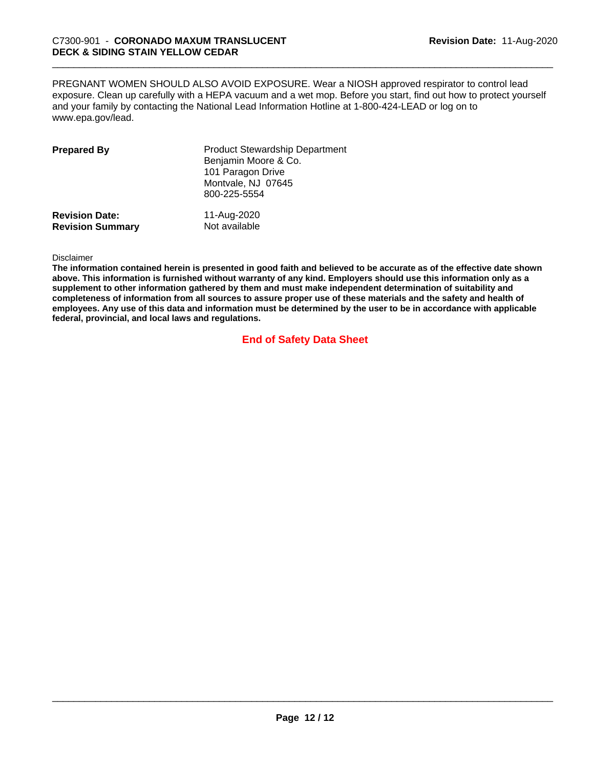PREGNANT WOMEN SHOULD ALSO AVOID EXPOSURE. Wear a NIOSH approved respirator to control lead exposure. Clean up carefully with a HEPA vacuum and a wet mop. Before you start, find out how to protect yourself and your family by contacting the National Lead Information Hotline at 1-800-424-LEAD or log on to www.epa.gov/lead.

| | |
|---|---|
| **Prepared By** | Product Stewardship Department<br>Benjamin Moore & Co.<br>101 Paragon Drive<br>Montvale, NJ 07645<br>800-225-5554 |
| **Revision Date:** | 11-Aug-2020 |
| **Revision Summary** | Not available |

Disclaimer

**The information contained herein is presented in good faith and believed to be accurate as of the effective date shown above. This information is furnished without warranty of any kind. Employers should use this information only as a supplement to other information gathered by them and must make independent determination of suitability and completeness of information from all sources to assure proper use of these materials and the safety and health of employees. Any use of this data and information must be determined by the user to be in accordance with applicable federal, provincial, and local laws and regulations.**

**End of Safety Data Sheet**